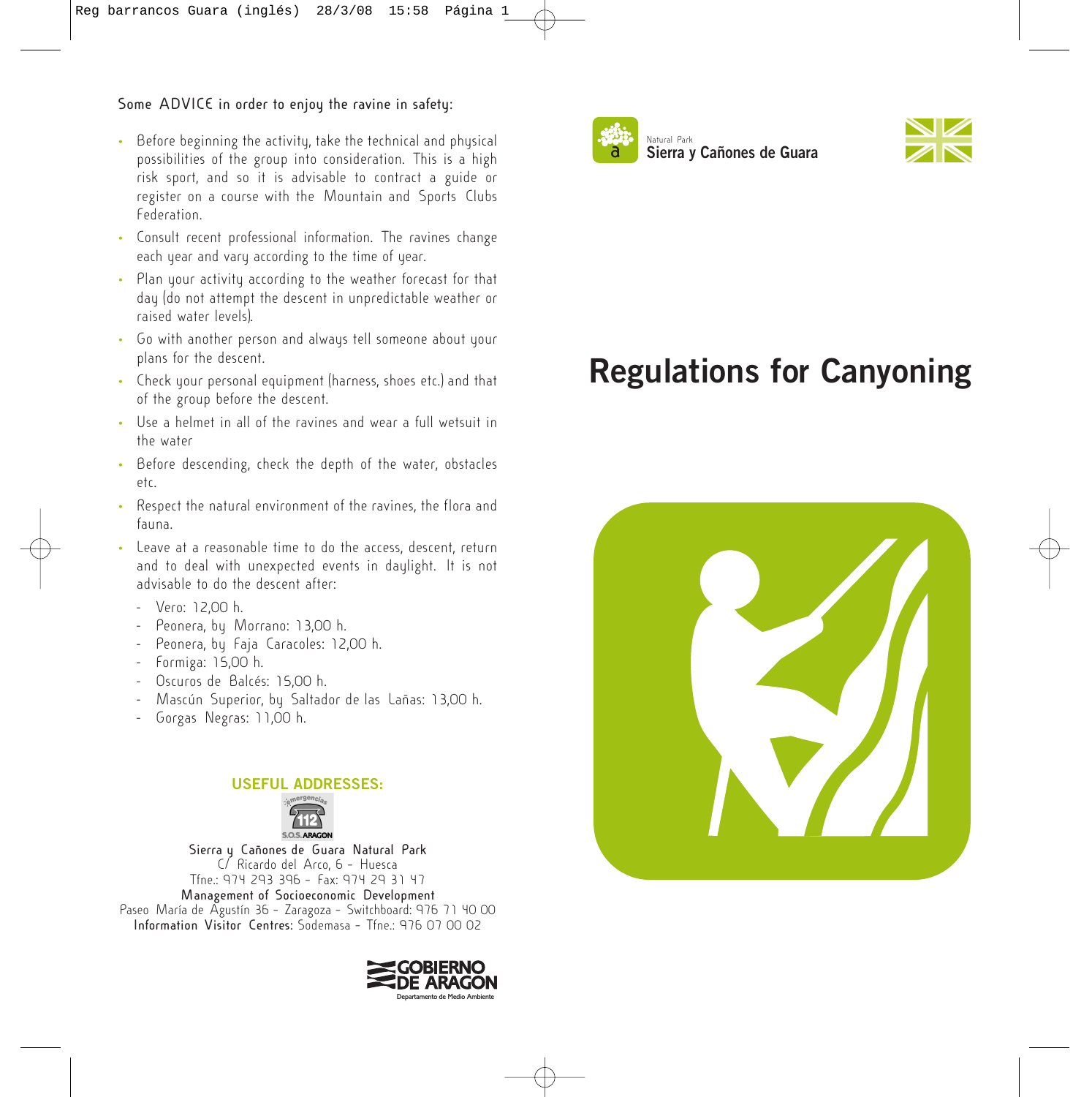Some ADVICE in order to enjoy the ravine in safety:

- Before beginning the activity, take the technical and physical possibilities of the group into consideration. This is a high risk sport, and so it is advisable to contract a guide or register on a course with the Mountain and Sports Clubs Federation.
- Consult recent professional information. The ravines change each year and vary according to the time of year.
- Plan your activity according to the weather forecast for that day (do not attempt the descent in unpredictable weather or raised water levels).
- Go with another person and always tell someone about your plans for the descent.
- Check your personal equipment (harness, shoes etc.) and that of the group before the descent.
- Use a helmet in all of the ravines and wear a full wetsuit in the water
- Before descending, check the depth of the water, obstacles etc.
- Respect the natural environment of the ravines, the flora and fauna.
- Leave at a reasonable time to do the access, descent, return and to deal with unexpected events in daylight. It is not advisable to do the descent after:
  - Vero: 12,00 h.
  - Peonera, by Morrano: 13,00 h.
  - Peonera, by Faja Caracoles: 12,00 h.
  - Formiga: 15,00 h.
  - Oscuros de Balcés: 15,00 h.
  - Mascún Superior, by Saltador de las Lañas: 13,00 h.
  - Gorgas Negras: 11,00 h.

**USEFUL ADDRESSES:**

emergencias 112 S.O.S. ARAGON

**Sierra y Cañones de Guara Natural Park**
C/ Ricardo del Arco, 6 - Huesca
Tfne.: 974 293 396 - Fax: 974 29 31 47

**Management of Socioeconomic Development**
Paseo María de Agustín 36 - Zaragoza - Switchboard: 976 71 40 00

**Information Visitor Centres:** Sodemasa - Tfne.: 976 07 00 02

GOBIERNO DE ARAGON
Departamento de Medio Ambiente

Natural Park
**Sierra y Cañones de Guara**

# Regulations for Canyoning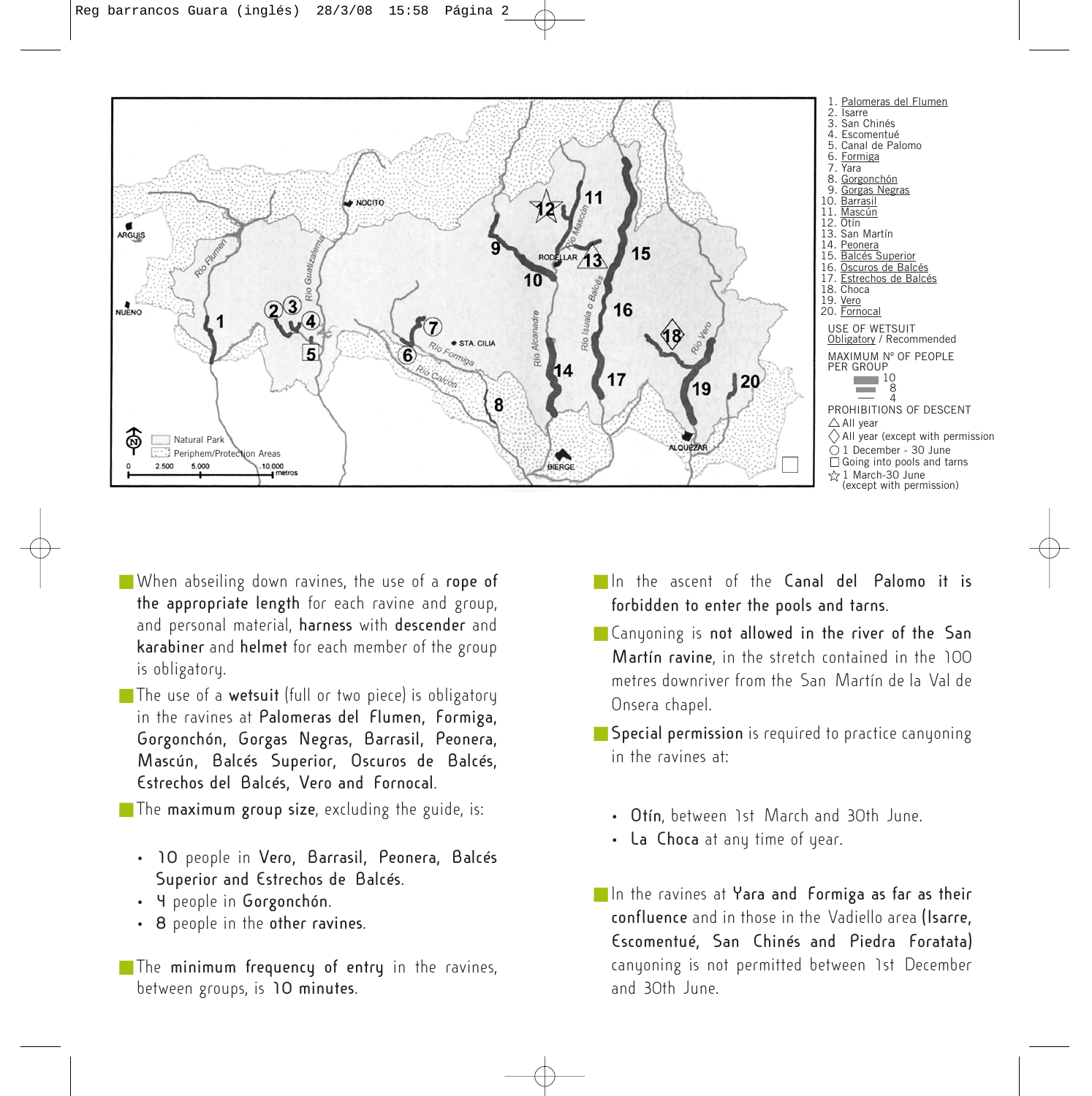1. Palomeras del Flumen
2. Isarre
3. San Chinés
4. Escomentué
5. Canal de Palomo
6. Formiga
7. Yara
8. Gorgonchón
9. Gorgas Negras
10. Barrasil
11. Mascún
12. Otín
13. San Martín
14. Peonera
15. Balcés Superior
16. Oscuros de Balcés
17. Estrechos de Balcés
18. Choca
19. Vero
20. Fornocal

USE OF WETSUIT
Obligatory / Recommended

MAXIMUM Nº OF PEOPLE PER GROUP
10
8
4

PROHIBITIONS OF DESCENT
△ All year
◇ All year (except with permission
○ 1 December - 30 June
□ Going into pools and tarns
☆ 1 March-30 June (except with permission)

Natural Park
Periphem/Protection Areas

0 2.500 5.000 10.000 metros

- When abseiling down ravines, the use of a **rope of the appropriate length** for each ravine and group, and personal material, **harness** with **descender** and **karabiner** and **helmet** for each member of the group is obligatory.
- The use of a **wetsuit** (full or two piece) is obligatory in the ravines at **Palomeras del Flumen, Formiga, Gorgonchón, Gorgas Negras, Barrasil, Peonera, Mascún, Balcés Superior, Oscuros de Balcés, Estrechos del Balcés, Vero** and **Fornocal**.
- The **maximum group size**, excluding the guide, is:
  - **10** people in **Vero, Barrasil, Peonera, Balcés Superior and Estrechos de Balcés**.
  - **4** people in **Gorgonchón**.
  - **8** people in the **other ravines**.
- The **minimum frequency of entry** in the ravines, between groups, is **10 minutes**.
- In the ascent of the **Canal del Palomo it is forbidden to enter the pools and tarns**.
- Canyoning is **not allowed in the river of the San Martín ravine**, in the stretch contained in the 100 metres downriver from the San Martín de la Val de Onsera chapel.
- **Special permission** is required to practice canyoning in the ravines at:
  - **Otín**, between 1st March and 30th June.
  - **La Choca** at any time of year.
- In the ravines at **Yara and Formiga as far as their confluence** and in those in the Vadiello area **(Isarre, Escomentué, San Chinés and Piedra Foratata)** canyoning is not permitted between 1st December and 30th June.